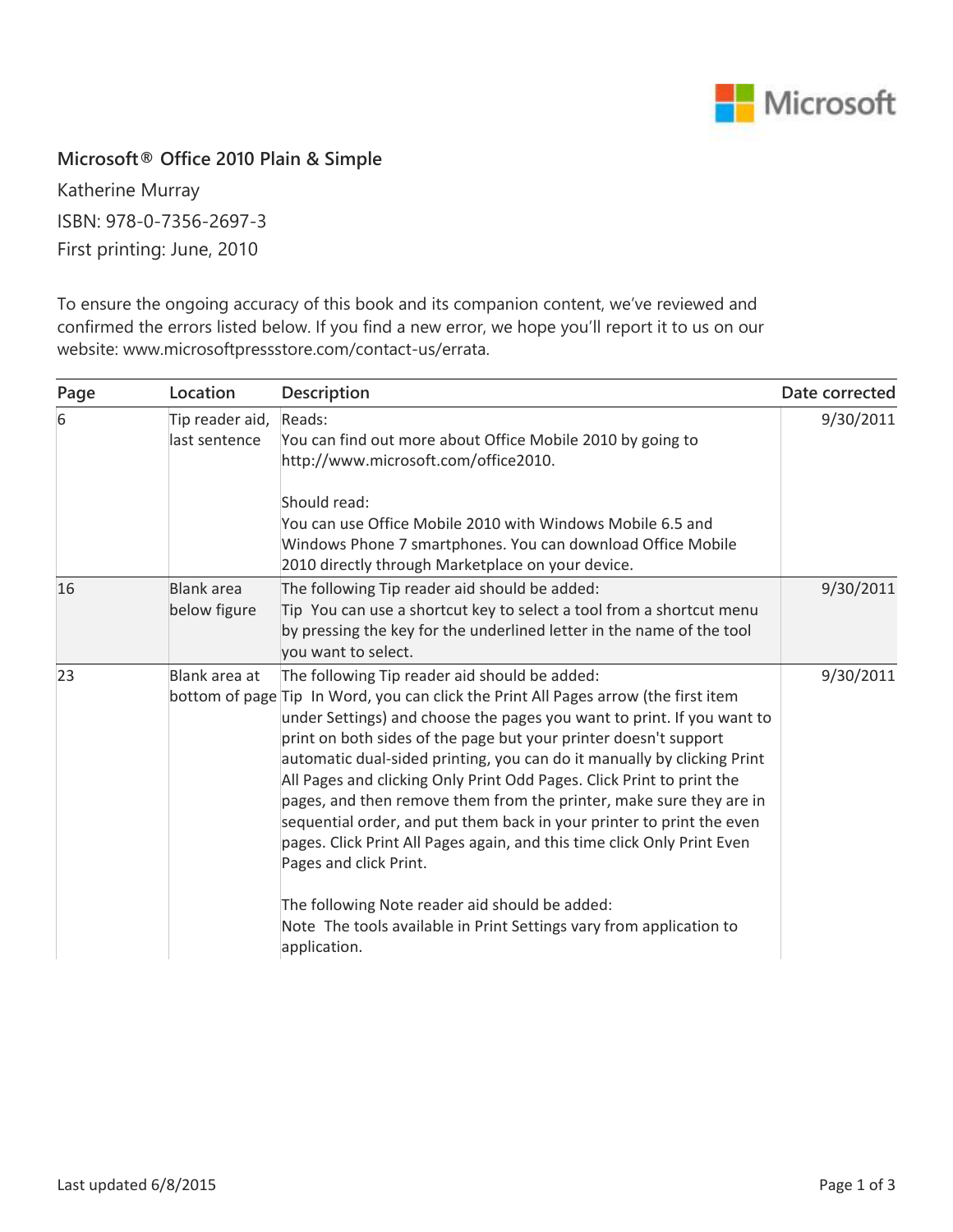**Microsoft® Office 2010 Plain & Simple**

Katherine Murray

ISBN: 978-0-7356-2697-3

First printing: June, 2010

To ensure the ongoing accuracy of this book and its companion content, we've reviewed and confirmed the errors listed below. If you find a new error, we hope you'll report it to us on our website: www.microsoftpressstore.com/contact-us/errata.

| Page | Location | Description | Date corrected |
| --- | --- | --- | --- |
| 6 | Tip reader aid, last sentence | Reads:<br>You can find out more about Office Mobile 2010 by going to http://www.microsoft.com/office2010.<br><br>Should read:<br>You can use Office Mobile 2010 with Windows Mobile 6.5 and Windows Phone 7 smartphones. You can download Office Mobile 2010 directly through Marketplace on your device. | 9/30/2011 |
| 16 | Blank area below figure | The following Tip reader aid should be added:<br>Tip You can use a shortcut key to select a tool from a shortcut menu by pressing the key for the underlined letter in the name of the tool you want to select. | 9/30/2011 |
| 23 | Blank area at bottom of page | The following Tip reader aid should be added:<br>Tip In Word, you can click the Print All Pages arrow (the first item under Settings) and choose the pages you want to print. If you want to print on both sides of the page but your printer doesn't support automatic dual-sided printing, you can do it manually by clicking Print All Pages and clicking Only Print Odd Pages. Click Print to print the pages, and then remove them from the printer, make sure they are in sequential order, and put them back in your printer to print the even pages. Click Print All Pages again, and this time click Only Print Even Pages and click Print.<br><br>The following Note reader aid should be added:<br>Note The tools available in Print Settings vary from application to application. | 9/30/2011 |

Last updated 6/8/2015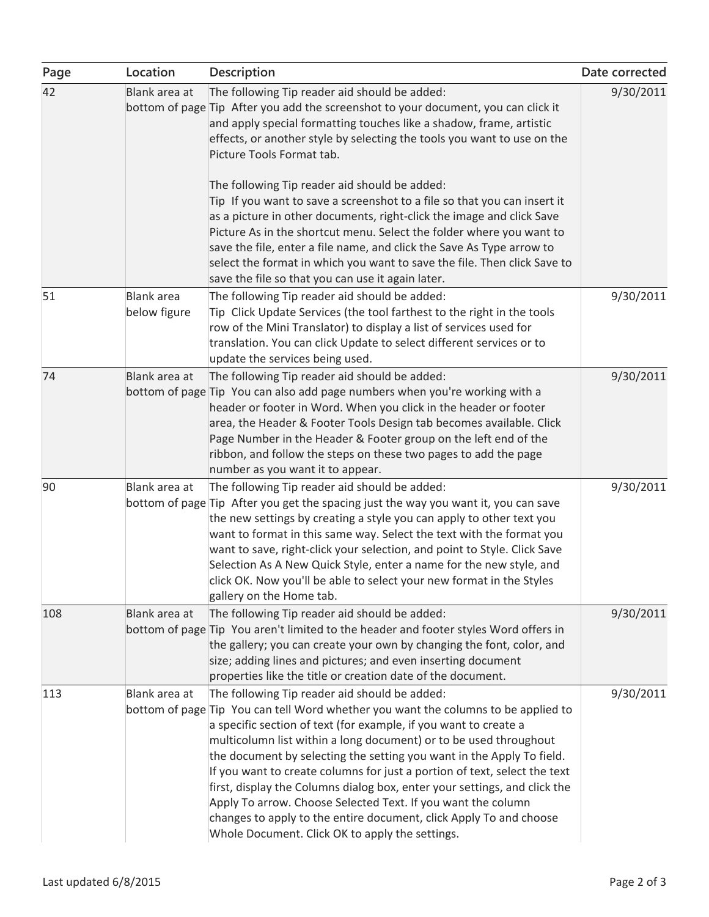| Page | Location | Description | Date corrected |
| --- | --- | --- | --- |
| 42 | Blank area at bottom of page | The following Tip reader aid should be added:<br>Tip After you add the screenshot to your document, you can click it and apply special formatting touches like a shadow, frame, artistic effects, or another style by selecting the tools you want to use on the Picture Tools Format tab.<br><br>The following Tip reader aid should be added:<br>Tip If you want to save a screenshot to a file so that you can insert it as a picture in other documents, right-click the image and click Save Picture As in the shortcut menu. Select the folder where you want to save the file, enter a file name, and click the Save As Type arrow to select the format in which you want to save the file. Then click Save to save the file so that you can use it again later. | 9/30/2011 |
| 51 | Blank area below figure | The following Tip reader aid should be added:<br>Tip Click Update Services (the tool farthest to the right in the tools row of the Mini Translator) to display a list of services used for translation. You can click Update to select different services or to update the services being used. | 9/30/2011 |
| 74 | Blank area at bottom of page | The following Tip reader aid should be added:<br>Tip You can also add page numbers when you're working with a header or footer in Word. When you click in the header or footer area, the Header & Footer Tools Design tab becomes available. Click Page Number in the Header & Footer group on the left end of the ribbon, and follow the steps on these two pages to add the page number as you want it to appear. | 9/30/2011 |
| 90 | Blank area at bottom of page | The following Tip reader aid should be added:<br>Tip After you get the spacing just the way you want it, you can save the new settings by creating a style you can apply to other text you want to format in this same way. Select the text with the format you want to save, right-click your selection, and point to Style. Click Save Selection As A New Quick Style, enter a name for the new style, and click OK. Now you'll be able to select your new format in the Styles gallery on the Home tab. | 9/30/2011 |
| 108 | Blank area at bottom of page | The following Tip reader aid should be added:<br>Tip You aren't limited to the header and footer styles Word offers in the gallery; you can create your own by changing the font, color, and size; adding lines and pictures; and even inserting document properties like the title or creation date of the document. | 9/30/2011 |
| 113 | Blank area at bottom of page | The following Tip reader aid should be added:<br>Tip You can tell Word whether you want the columns to be applied to a specific section of text (for example, if you want to create a multicolumn list within a long document) or to be used throughout the document by selecting the setting you want in the Apply To field. If you want to create columns for just a portion of text, select the text first, display the Columns dialog box, enter your settings, and click the Apply To arrow. Choose Selected Text. If you want the column changes to apply to the entire document, click Apply To and choose Whole Document. Click OK to apply the settings. | 9/30/2011 |

Last updated 6/8/2015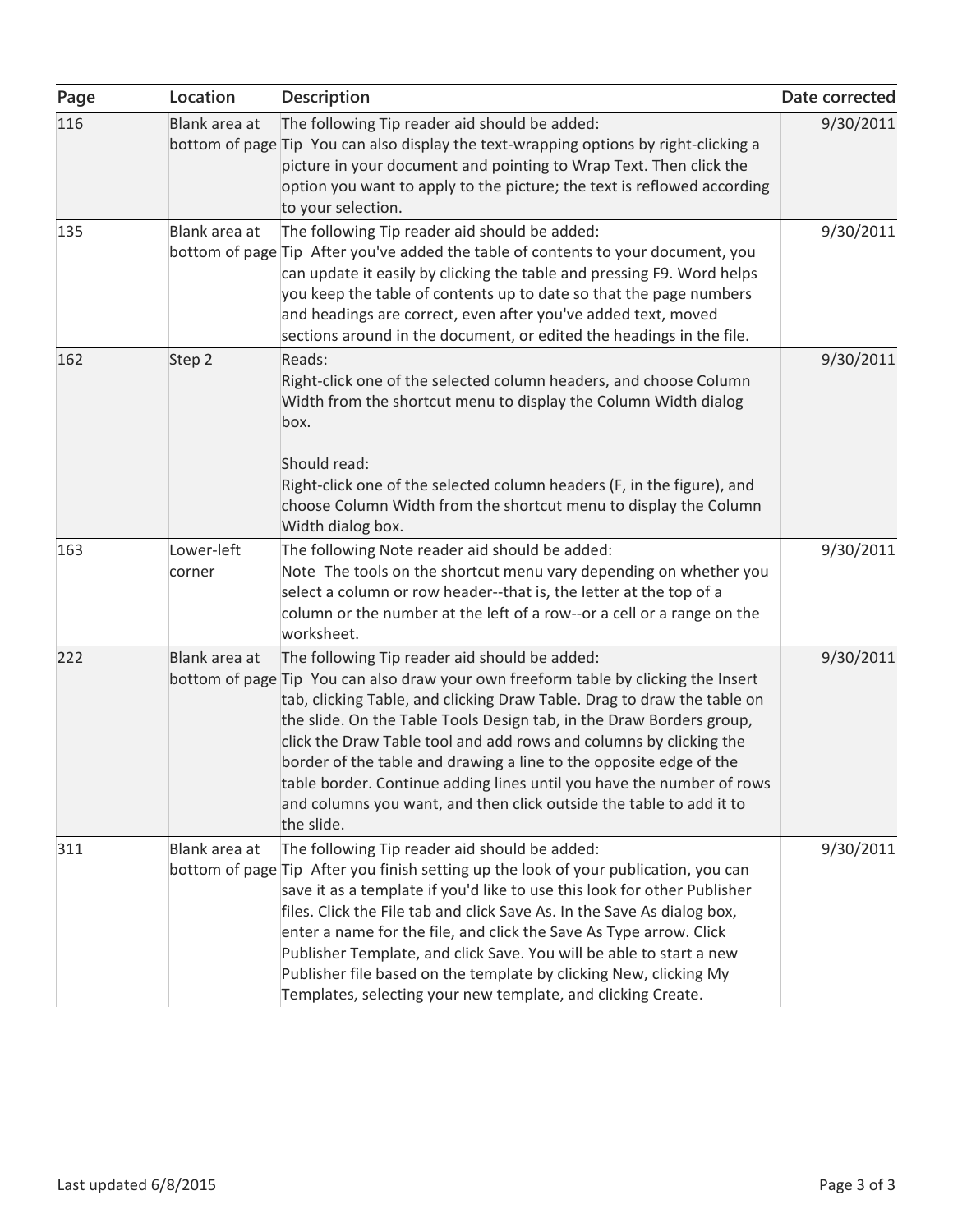| Page | Location | Description | Date corrected |
|---|---|---|---|
| 116 | Blank area at bottom of page | The following Tip reader aid should be added:<br>Tip You can also display the text-wrapping options by right-clicking a picture in your document and pointing to Wrap Text. Then click the option you want to apply to the picture; the text is reflowed according to your selection. | 9/30/2011 |
| 135 | Blank area at bottom of page | The following Tip reader aid should be added:<br>Tip After you've added the table of contents to your document, you can update it easily by clicking the table and pressing F9. Word helps you keep the table of contents up to date so that the page numbers and headings are correct, even after you've added text, moved sections around in the document, or edited the headings in the file. | 9/30/2011 |
| 162 | Step 2 | Reads:<br>Right-click one of the selected column headers, and choose Column Width from the shortcut menu to display the Column Width dialog box.<br><br>Should read:<br>Right-click one of the selected column headers (F, in the figure), and choose Column Width from the shortcut menu to display the Column Width dialog box. | 9/30/2011 |
| 163 | Lower-left corner | The following Note reader aid should be added:<br>Note The tools on the shortcut menu vary depending on whether you select a column or row header--that is, the letter at the top of a column or the number at the left of a row--or a cell or a range on the worksheet. | 9/30/2011 |
| 222 | Blank area at bottom of page | The following Tip reader aid should be added:<br>Tip You can also draw your own freeform table by clicking the Insert tab, clicking Table, and clicking Draw Table. Drag to draw the table on the slide. On the Table Tools Design tab, in the Draw Borders group, click the Draw Table tool and add rows and columns by clicking the border of the table and drawing a line to the opposite edge of the table border. Continue adding lines until you have the number of rows and columns you want, and then click outside the table to add it to the slide. | 9/30/2011 |
| 311 | Blank area at bottom of page | The following Tip reader aid should be added:<br>Tip After you finish setting up the look of your publication, you can save it as a template if you'd like to use this look for other Publisher files. Click the File tab and click Save As. In the Save As dialog box, enter a name for the file, and click the Save As Type arrow. Click Publisher Template, and click Save. You will be able to start a new Publisher file based on the template by clicking New, clicking My Templates, selecting your new template, and clicking Create. | 9/30/2011 |

Last updated 6/8/2015